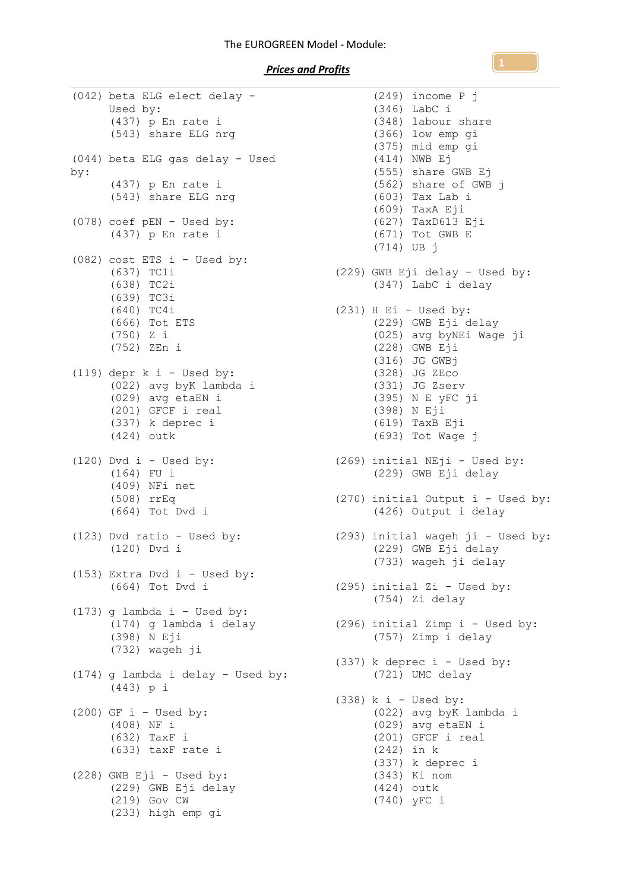The EUROGREEN Model - Module:

***Prices and Profits***

```
(042) beta ELG elect delay -
      Used by:
       (437) p En rate i
       (543) share ELG nrg

(044) beta ELG gas delay - Used
by:
       (437) p En rate i
       (543) share ELG nrg

(078) coef pEN - Used by:
       (437) p En rate i

(082) cost ETS i - Used by:
       (637) TC1i
       (638) TC2i
       (639) TC3i
       (640) TC4i
       (666) Tot ETS
       (750) Z i
       (752) ZEn i

(119) depr k i - Used by:
       (022) avg byK lambda i
       (029) avg etaEN i
       (201) GFCF i real
       (337) k deprec i
       (424) outk

(120) Dvd i - Used by:
       (164) FU i
       (409) NFi net
       (508) rrEq
       (664) Tot Dvd i

(123) Dvd ratio - Used by:
       (120) Dvd i

(153) Extra Dvd i - Used by:
       (664) Tot Dvd i

(173) g lambda i - Used by:
       (174) g lambda i delay
       (398) N Eji
       (732) wageh ji

(174) g lambda i delay - Used by:
       (443) p i

(200) GF i - Used by:
       (408) NF i
       (632) TaxF i
       (633) taxF rate i

(228) GWB Eji - Used by:
       (229) GWB Eji delay
       (219) Gov CW
       (233) high emp gi
       (249) income P j
       (346) LabC i
       (348) labour share
       (366) low emp gi
       (375) mid emp gi
       (414) NWB Ej
       (555) share GWB Ej
       (562) share of GWB j
       (603) Tax Lab i
       (609) TaxA Eji
       (627) TaxD613 Eji
       (671) Tot GWB E
       (714) UB j

(229) GWB Eji delay - Used by:
       (347) LabC i delay

(231) H Ei - Used by:
       (229) GWB Eji delay
       (025) avg byNEi Wage ji
       (228) GWB Eji
       (316) JG GWBj
       (328) JG ZEco
       (331) JG Zserv
       (395) N E yFC ji
       (398) N Eji
       (619) TaxB Eji
       (693) Tot Wage j

(269) initial NEji - Used by:
       (229) GWB Eji delay

(270) initial Output i - Used by:
       (426) Output i delay

(293) initial wageh ji - Used by:
       (229) GWB Eji delay
       (733) wageh ji delay

(295) initial Zi - Used by:
       (754) Zi delay

(296) initial Zimp i - Used by:
       (757) Zimp i delay

(337) k deprec i - Used by:
       (721) UMC delay

(338) k i - Used by:
       (022) avg byK lambda i
       (029) avg etaEN i
       (201) GFCF i real
       (242) in k
       (337) k deprec i
       (343) Ki nom
       (424) outk
       (740) yFC i
```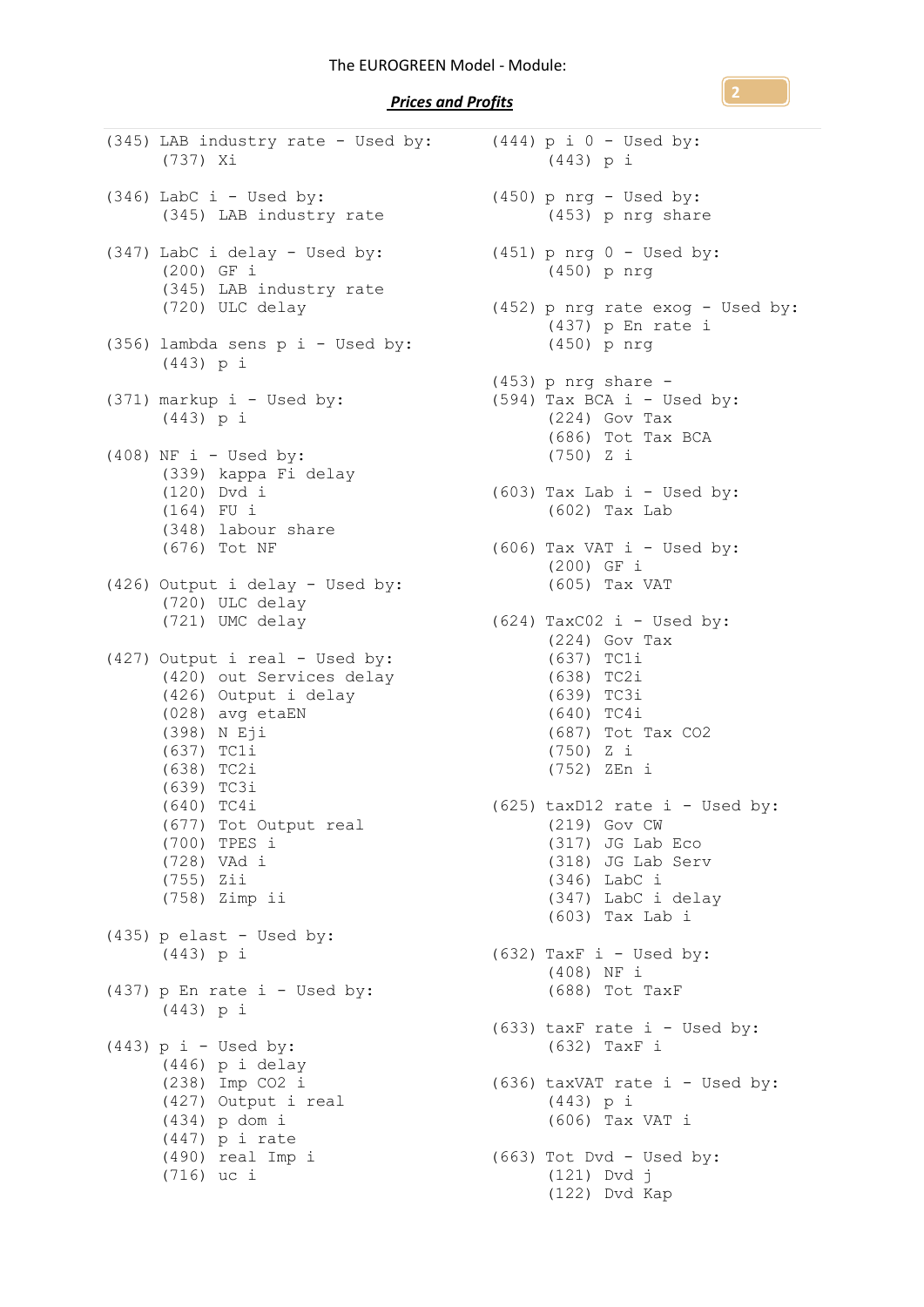The EUROGREEN Model - Module:

***Prices and Profits***

```
(345) LAB industry rate - Used by:
      (737) Xi

(346) LabC i - Used by:
      (345) LAB industry rate

(347) LabC i delay - Used by:
      (200) GF i
      (345) LAB industry rate
      (720) ULC delay

(356) lambda sens p i - Used by:
      (443) p i

(371) markup i - Used by:
      (443) p i

(408) NF i - Used by:
      (339) kappa Fi delay
      (120) Dvd i
      (164) FU i
      (348) labour share
      (676) Tot NF

(426) Output i delay - Used by:
      (720) ULC delay
      (721) UMC delay

(427) Output i real - Used by:
      (420) out Services delay
      (426) Output i delay
      (028) avg etaEN
      (398) N Eji
      (637) TC1i
      (638) TC2i
      (639) TC3i
      (640) TC4i
      (677) Tot Output real
      (700) TPES i
      (728) VAd i
      (755) Zii
      (758) Zimp ii

(435) p elast - Used by:
      (443) p i

(437) p En rate i - Used by:
      (443) p i

(443) p i - Used by:
      (446) p i delay
      (238) Imp CO2 i
      (427) Output i real
      (434) p dom i
      (447) p i rate
      (490) real Imp i
      (716) uc i

(444) p i 0 - Used by:
      (443) p i

(450) p nrg - Used by:
      (453) p nrg share

(451) p nrg 0 - Used by:
      (450) p nrg

(452) p nrg rate exog - Used by:
      (437) p En rate i
      (450) p nrg

(453) p nrg share -
(594) Tax BCA i - Used by:
      (224) Gov Tax
      (686) Tot Tax BCA
      (750) Z i

(603) Tax Lab i - Used by:
      (602) Tax Lab

(606) Tax VAT i - Used by:
      (200) GF i
      (605) Tax VAT

(624) TaxC02 i - Used by:
      (224) Gov Tax
      (637) TC1i
      (638) TC2i
      (639) TC3i
      (640) TC4i
      (687) Tot Tax CO2
      (750) Z i
      (752) ZEn i

(625) taxD12 rate i - Used by:
      (219) Gov CW
      (317) JG Lab Eco
      (318) JG Lab Serv
      (346) LabC i
      (347) LabC i delay
      (603) Tax Lab i

(632) TaxF i - Used by:
      (408) NF i
      (688) Tot TaxF

(633) taxF rate i - Used by:
      (632) TaxF i

(636) taxVAT rate i - Used by:
      (443) p i
      (606) Tax VAT i

(663) Tot Dvd - Used by:
      (121) Dvd j
      (122) Dvd Kap
```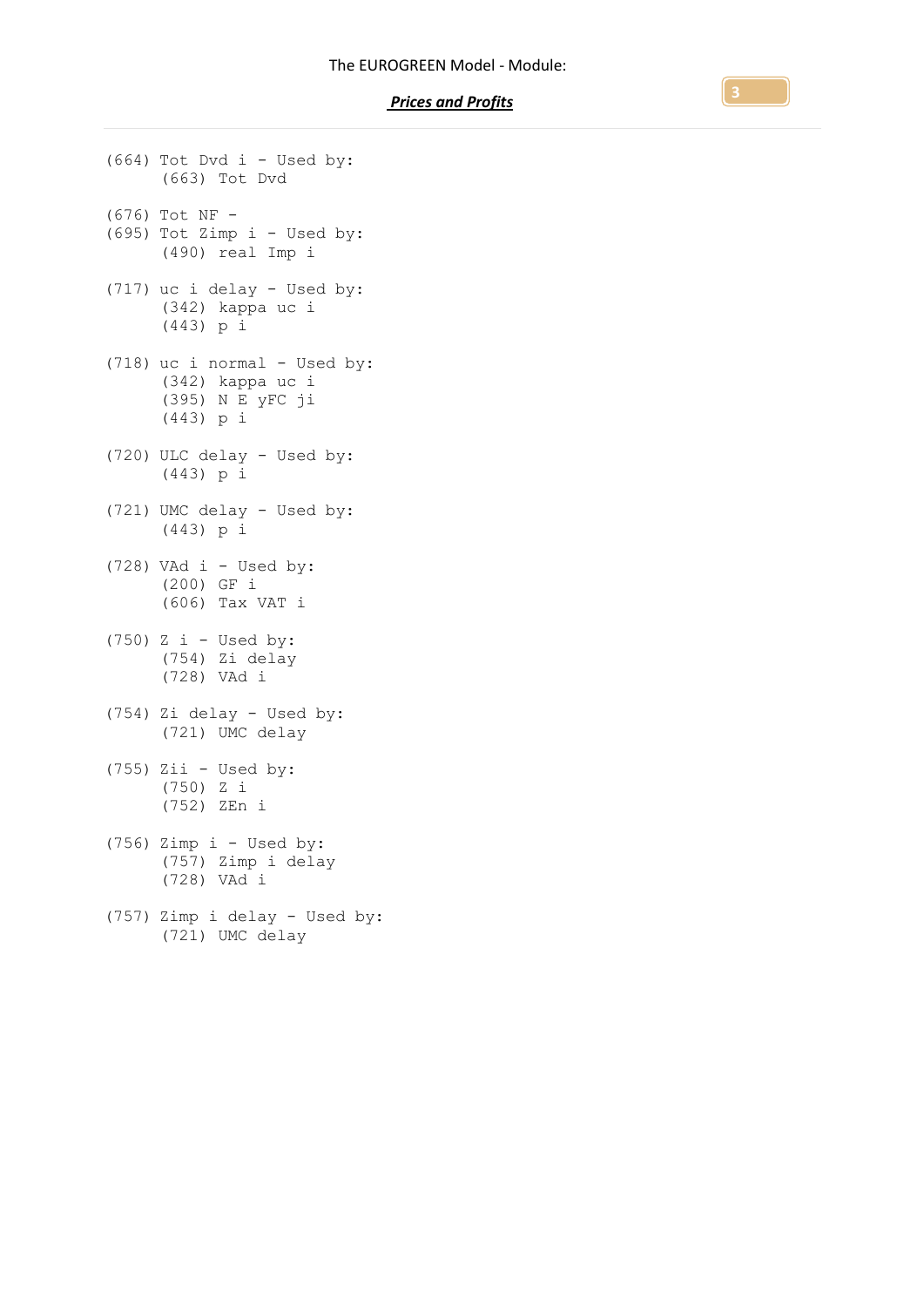```
(664) Tot Dvd i - Used by:
      (663) Tot Dvd

(676) Tot NF -
(695) Tot Zimp i - Used by:
      (490) real Imp i

(717) uc i delay - Used by:
      (342) kappa uc i
      (443) p i

(718) uc i normal - Used by:
      (342) kappa uc i
      (395) N E yFC ji
      (443) p i

(720) ULC delay - Used by:
      (443) p i

(721) UMC delay - Used by:
      (443) p i

(728) VAd i - Used by:
      (200) GF i
      (606) Tax VAT i

(750) Z i - Used by:
      (754) Zi delay
      (728) VAd i

(754) Zi delay - Used by:
      (721) UMC delay

(755) Zii - Used by:
      (750) Z i
      (752) ZEn i

(756) Zimp i - Used by:
      (757) Zimp i delay
      (728) VAd i

(757) Zimp i delay - Used by:
      (721) UMC delay
```